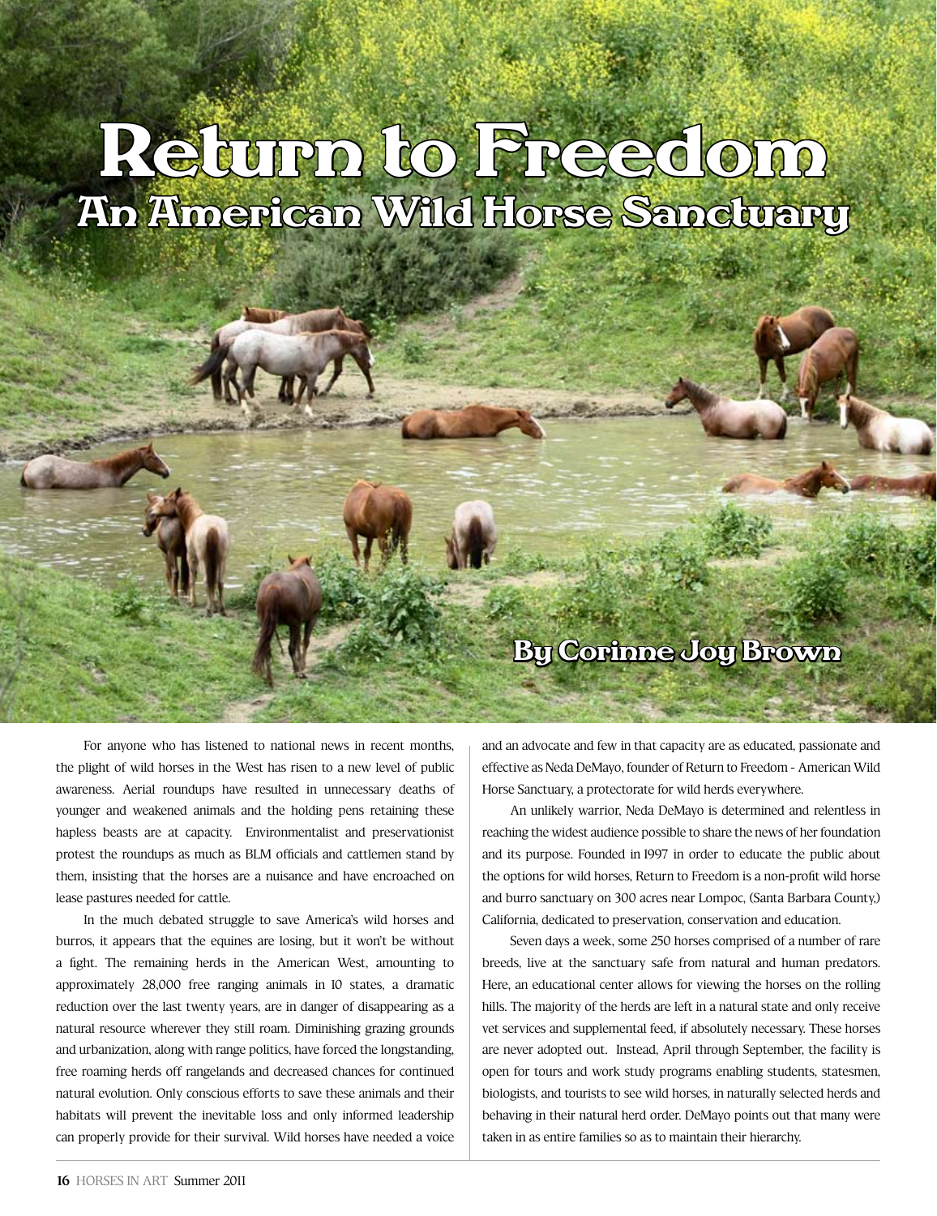# Return to Freedom

## An American Wild Horse Sanctuary

**By Corinne Joy Brown**

For anyone who has listened to national news in recent months, the plight of wild horses in the West has risen to a new level of public awareness. Aerial roundups have resulted in unnecessary deaths of younger and weakened animals and the holding pens retaining these hapless beasts are at capacity. Environmentalist and preservationist protest the roundups as much as BLM officials and cattlemen stand by them, insisting that the horses are a nuisance and have encroached on lease pastures needed for cattle.

In the much debated struggle to save America's wild horses and burros, it appears that the equines are losing, but it won't be without a fight. The remaining herds in the American West, amounting to approximately 28,000 free ranging animals in 10 states, a dramatic reduction over the last twenty years, are in danger of disappearing as a natural resource wherever they still roam. Diminishing grazing grounds and urbanization, along with range politics, have forced the longstanding, free roaming herds off rangelands and decreased chances for continued natural evolution. Only conscious efforts to save these animals and their habitats will prevent the inevitable loss and only informed leadership can properly provide for their survival. Wild horses have needed a voice and an advocate and few in that capacity are as educated, passionate and effective as Neda DeMayo, founder of Return to Freedom - American Wild Horse Sanctuary, a protectorate for wild herds everywhere.

An unlikely warrior, Neda DeMayo is determined and relentless in reaching the widest audience possible to share the news of her foundation and its purpose. Founded in 1997 in order to educate the public about the options for wild horses, Return to Freedom is a non-profit wild horse and burro sanctuary on 300 acres near Lompoc, (Santa Barbara County,) California, dedicated to preservation, conservation and education.

Seven days a week, some 250 horses comprised of a number of rare breeds, live at the sanctuary safe from natural and human predators. Here, an educational center allows for viewing the horses on the rolling hills. The majority of the herds are left in a natural state and only receive vet services and supplemental feed, if absolutely necessary. These horses are never adopted out. Instead, April through September, the facility is open for tours and work study programs enabling students, statesmen, biologists, and tourists to see wild horses, in naturally selected herds and behaving in their natural herd order. DeMayo points out that many were taken in as entire families so as to maintain their hierarchy.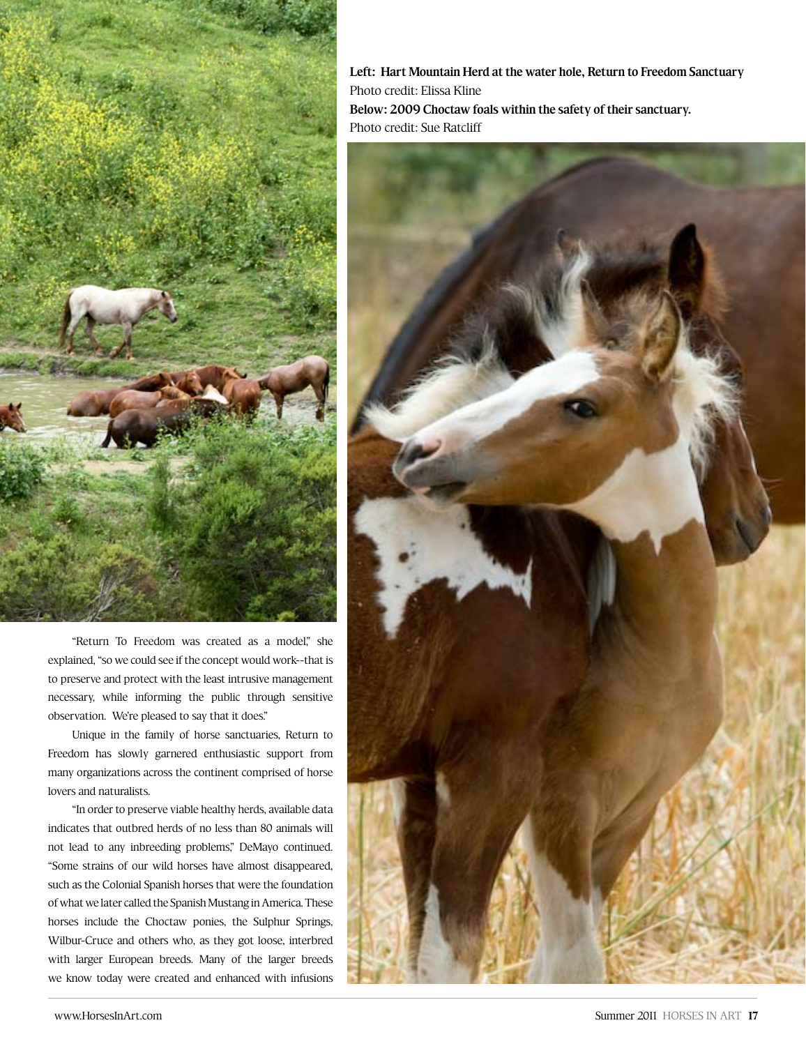**Left: Hart Mountain Herd at the water hole, Return to Freedom Sanctuary**
Photo credit: Elissa Kline
**Below: 2009 Choctaw foals within the safety of their sanctuary.**
Photo credit: Sue Ratcliff

"Return To Freedom was created as a model," she explained, "so we could see if the concept would work--that is to preserve and protect with the least intrusive management necessary, while informing the public through sensitive observation. We're pleased to say that it does."

Unique in the family of horse sanctuaries, Return to Freedom has slowly garnered enthusiastic support from many organizations across the continent comprised of horse lovers and naturalists.

"In order to preserve viable healthy herds, available data indicates that outbred herds of no less than 80 animals will not lead to any inbreeding problems," DeMayo continued. "Some strains of our wild horses have almost disappeared, such as the Colonial Spanish horses that were the foundation of what we later called the Spanish Mustang in America. These horses include the Choctaw ponies, the Sulphur Springs, Wilbur-Cruce and others who, as they got loose, interbred with larger European breeds. Many of the larger breeds we know today were created and enhanced with infusions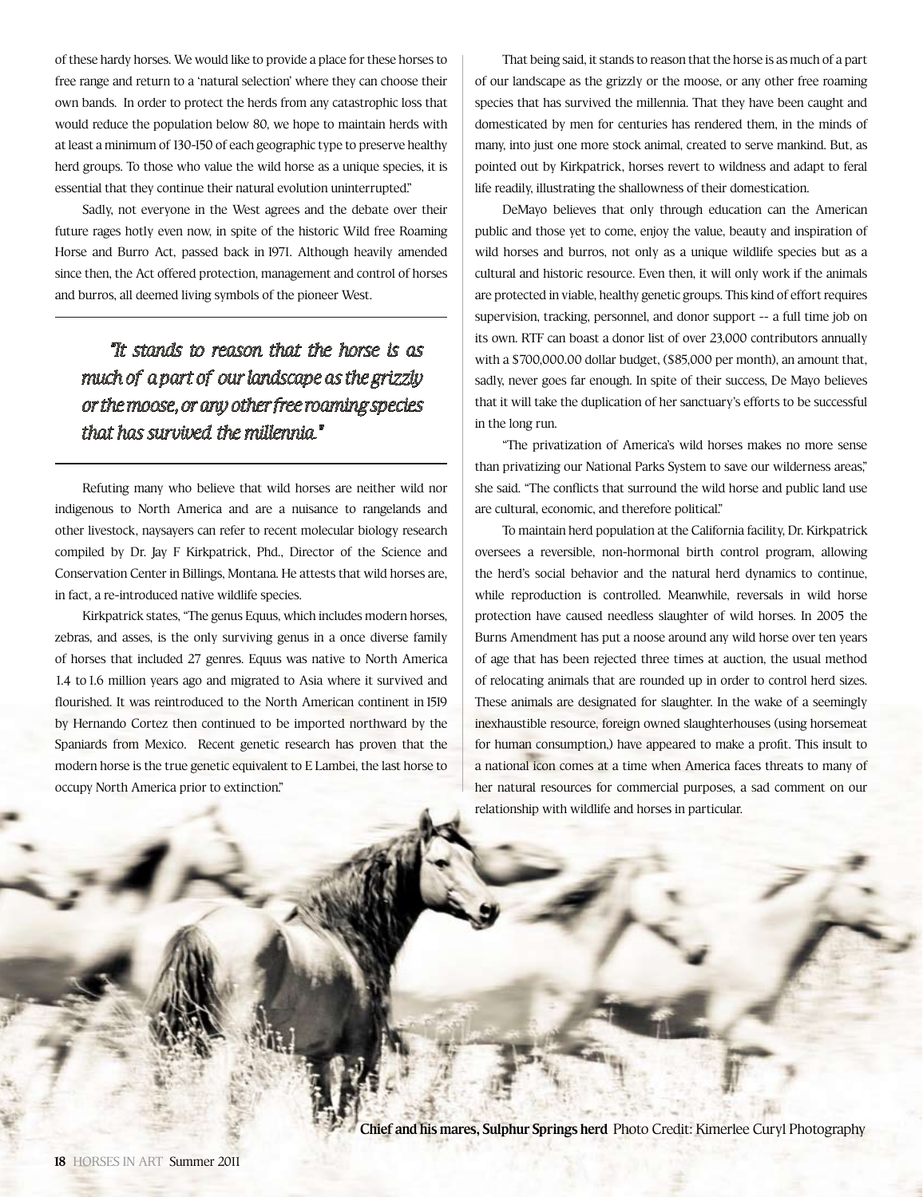of these hardy horses. We would like to provide a place for these horses to free range and return to a 'natural selection' where they can choose their own bands. In order to protect the herds from any catastrophic loss that would reduce the population below 80, we hope to maintain herds with at least a minimum of 130-150 of each geographic type to preserve healthy herd groups. To those who value the wild horse as a unique species, it is essential that they continue their natural evolution uninterrupted."

Sadly, not everyone in the West agrees and the debate over their future rages hotly even now, in spite of the historic Wild free Roaming Horse and Burro Act, passed back in 1971. Although heavily amended since then, the Act offered protection, management and control of horses and burros, all deemed living symbols of the pioneer West.

> *"It stands to reason that the horse is as much of a part of our landscape as the grizzly or the moose, or any other free roaming species that has survived the millennia."*

Refuting many who believe that wild horses are neither wild nor indigenous to North America and are a nuisance to rangelands and other livestock, naysayers can refer to recent molecular biology research compiled by Dr. Jay F Kirkpatrick, Phd., Director of the Science and Conservation Center in Billings, Montana. He attests that wild horses are, in fact, a re-introduced native wildlife species.

Kirkpatrick states, "The genus Equus, which includes modern horses, zebras, and asses, is the only surviving genus in a once diverse family of horses that included 27 genres. Equus was native to North America 1.4 to 1.6 million years ago and migrated to Asia where it survived and flourished. It was reintroduced to the North American continent in 1519 by Hernando Cortez then continued to be imported northward by the Spaniards from Mexico. Recent genetic research has proven that the modern horse is the true genetic equivalent to E Lambei, the last horse to occupy North America prior to extinction."

That being said, it stands to reason that the horse is as much of a part of our landscape as the grizzly or the moose, or any other free roaming species that has survived the millennia. That they have been caught and domesticated by men for centuries has rendered them, in the minds of many, into just one more stock animal, created to serve mankind. But, as pointed out by Kirkpatrick, horses revert to wildness and adapt to feral life readily, illustrating the shallowness of their domestication.

DeMayo believes that only through education can the American public and those yet to come, enjoy the value, beauty and inspiration of wild horses and burros, not only as a unique wildlife species but as a cultural and historic resource. Even then, it will only work if the animals are protected in viable, healthy genetic groups. This kind of effort requires supervision, tracking, personnel, and donor support -- a full time job on its own. RTF can boast a donor list of over 23,000 contributors annually with a $700,000.00 dollar budget, ($85,000 per month), an amount that, sadly, never goes far enough. In spite of their success, De Mayo believes that it will take the duplication of her sanctuary's efforts to be successful in the long run.

"The privatization of America's wild horses makes no more sense than privatizing our National Parks System to save our wilderness areas," she said. "The conflicts that surround the wild horse and public land use are cultural, economic, and therefore political."

To maintain herd population at the California facility, Dr. Kirkpatrick oversees a reversible, non-hormonal birth control program, allowing the herd's social behavior and the natural herd dynamics to continue, while reproduction is controlled. Meanwhile, reversals in wild horse protection have caused needless slaughter of wild horses. In 2005 the Burns Amendment has put a noose around any wild horse over ten years of age that has been rejected three times at auction, the usual method of relocating animals that are rounded up in order to control herd sizes. These animals are designated for slaughter. In the wake of a seemingly inexhaustible resource, foreign owned slaughterhouses (using horsemeat for human consumption,) have appeared to make a profit. This insult to a national icon comes at a time when America faces threats to many of her natural resources for commercial purposes, a sad comment on our relationship with wildlife and horses in particular.

**Chief and his mares, Sulphur Springs herd** Photo Credit: Kimerlee Curyl Photography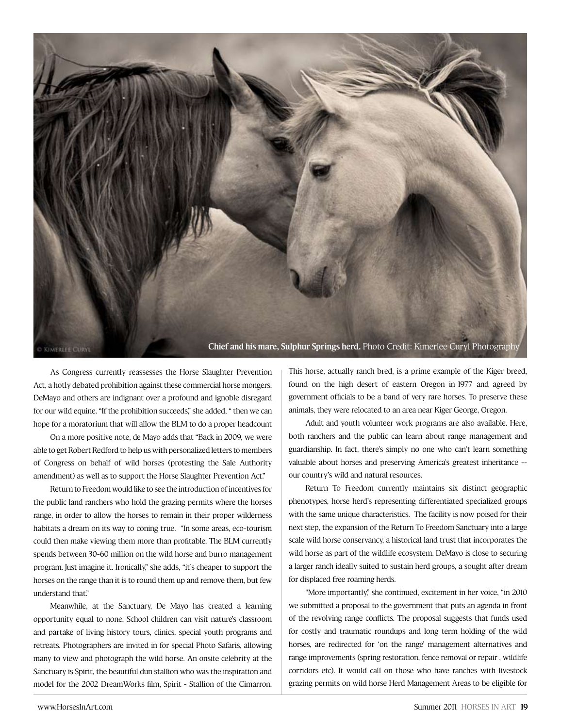Chief and his mare, Sulphur Springs herd. Photo Credit: Kimerlee Curyl Photography

As Congress currently reassesses the Horse Slaughter Prevention Act, a hotly debated prohibition against these commercial horse mongers, DeMayo and others are indignant over a profound and ignoble disregard for our wild equine. "If the prohibition succeeds," she added, " then we can hope for a moratorium that will allow the BLM to do a proper headcount

On a more positive note, de Mayo adds that "Back in 2009, we were able to get Robert Redford to help us with personalized letters to members of Congress on behalf of wild horses (protesting the Sale Authority amendment) as well as to support the Horse Slaughter Prevention Act."

Return to Freedom would like to see the introduction of incentives for the public land ranchers who hold the grazing permits where the horses range, in order to allow the horses to remain in their proper wilderness habitats a dream on its way to coning true. "In some areas, eco-tourism could then make viewing them more than profitable. The BLM currently spends between 30-60 million on the wild horse and burro management program. Just imagine it. Ironically," she adds, "it's cheaper to support the horses on the range than it is to round them up and remove them, but few understand that."

Meanwhile, at the Sanctuary, De Mayo has created a learning opportunity equal to none. School children can visit nature's classroom and partake of living history tours, clinics, special youth programs and retreats. Photographers are invited in for special Photo Safaris, allowing many to view and photograph the wild horse. An onsite celebrity at the Sanctuary is Spirit, the beautiful dun stallion who was the inspiration and model for the 2002 DreamWorks film, Spirit - Stallion of the Cimarron. This horse, actually ranch bred, is a prime example of the Kiger breed, found on the high desert of eastern Oregon in 1977 and agreed by government officials to be a band of very rare horses. To preserve these animals, they were relocated to an area near Kiger George, Oregon.

Adult and youth volunteer work programs are also available. Here, both ranchers and the public can learn about range management and guardianship. In fact, there's simply no one who can't learn something valuable about horses and preserving America's greatest inheritance -- our country's wild and natural resources.

Return To Freedom currently maintains six distinct geographic phenotypes, horse herd's representing differentiated specialized groups with the same unique characteristics. The facility is now poised for their next step, the expansion of the Return To Freedom Sanctuary into a large scale wild horse conservancy, a historical land trust that incorporates the wild horse as part of the wildlife ecosystem. DeMayo is close to securing a larger ranch ideally suited to sustain herd groups, a sought after dream for displaced free roaming herds.

"More importantly," she continued, excitement in her voice, "in 2010 we submitted a proposal to the government that puts an agenda in front of the revolving range conflicts. The proposal suggests that funds used for costly and traumatic roundups and long term holding of the wild horses, are redirected for 'on the range' management alternatives and range improvements (spring restoration, fence removal or repair , wildlife corridors etc). It would call on those who have ranches with livestock grazing permits on wild horse Herd Management Areas to be eligible for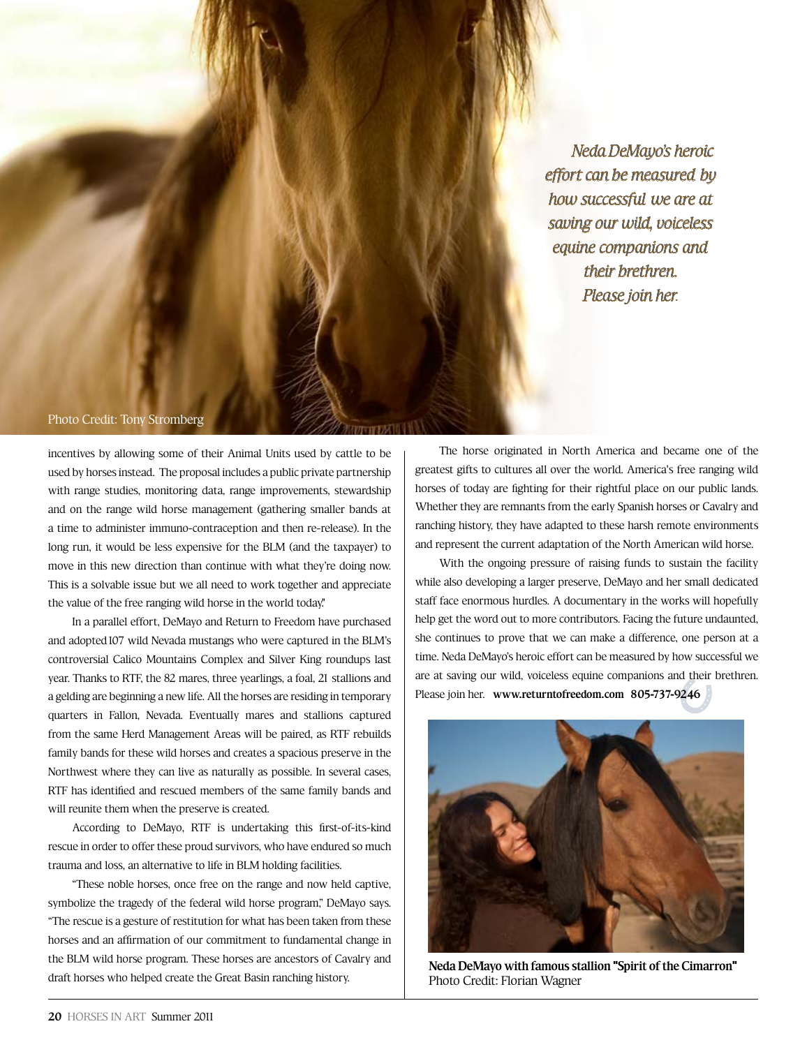*Neda DeMayo's heroic effort can be measured by how successful we are at saving our wild, voiceless equine companions and their brethren. Please join her.*

Photo Credit: Tony Stromberg

incentives by allowing some of their Animal Units used by cattle to be used by horses instead. The proposal includes a public private partnership with range studies, monitoring data, range improvements, stewardship and on the range wild horse management (gathering smaller bands at a time to administer immuno-contraception and then re-release). In the long run, it would be less expensive for the BLM (and the taxpayer) to move in this new direction than continue with what they're doing now. This is a solvable issue but we all need to work together and appreciate the value of the free ranging wild horse in the world today."

In a parallel effort, DeMayo and Return to Freedom have purchased and adopted 107 wild Nevada mustangs who were captured in the BLM's controversial Calico Mountains Complex and Silver King roundups last year. Thanks to RTF, the 82 mares, three yearlings, a foal, 21 stallions and a gelding are beginning a new life. All the horses are residing in temporary quarters in Fallon, Nevada. Eventually mares and stallions captured from the same Herd Management Areas will be paired, as RTF rebuilds family bands for these wild horses and creates a spacious preserve in the Northwest where they can live as naturally as possible. In several cases, RTF has identified and rescued members of the same family bands and will reunite them when the preserve is created.

According to DeMayo, RTF is undertaking this first-of-its-kind rescue in order to offer these proud survivors, who have endured so much trauma and loss, an alternative to life in BLM holding facilities.

"These noble horses, once free on the range and now held captive, symbolize the tragedy of the federal wild horse program," DeMayo says. "The rescue is a gesture of restitution for what has been taken from these horses and an affirmation of our commitment to fundamental change in the BLM wild horse program. These horses are ancestors of Cavalry and draft horses who helped create the Great Basin ranching history.

The horse originated in North America and became one of the greatest gifts to cultures all over the world. America's free ranging wild horses of today are fighting for their rightful place on our public lands. Whether they are remnants from the early Spanish horses or Cavalry and ranching history, they have adapted to these harsh remote environments and represent the current adaptation of the North American wild horse.

With the ongoing pressure of raising funds to sustain the facility while also developing a larger preserve, DeMayo and her small dedicated staff face enormous hurdles. A documentary in the works will hopefully help get the word out to more contributors. Facing the future undaunted, she continues to prove that we can make a difference, one person at a time. Neda DeMayo's heroic effort can be measured by how successful we are at saving our wild, voiceless equine companions and their brethren. Please join her. **www.returntofreedom.com 805-737-9246**

**Neda DeMayo with famous stallion "Spirit of the Cimarron"**
Photo Credit: Florian Wagner